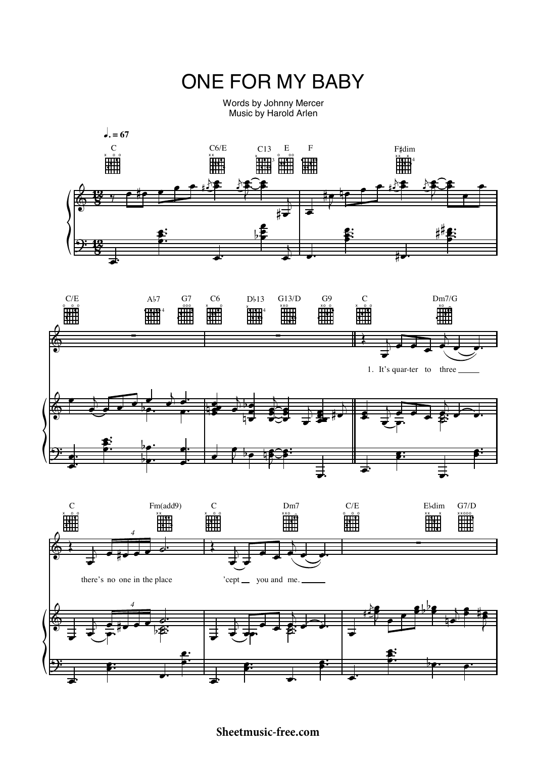# ONE FOR MY BABY

Words by Johnny Mercer
Music by Harold Arlen

♩. = 67

C | C6/E | C13 | E | F | F♯dim

C/E | A♭7 | G7 | C6 | D♭13 | G13/D | G9 | C | Dm7/G

1. It's quar-ter to three

C | Fm(add9) | C | Dm7 | C/E | E♭dim | G7/D

there's no one in the place 'cept you and me.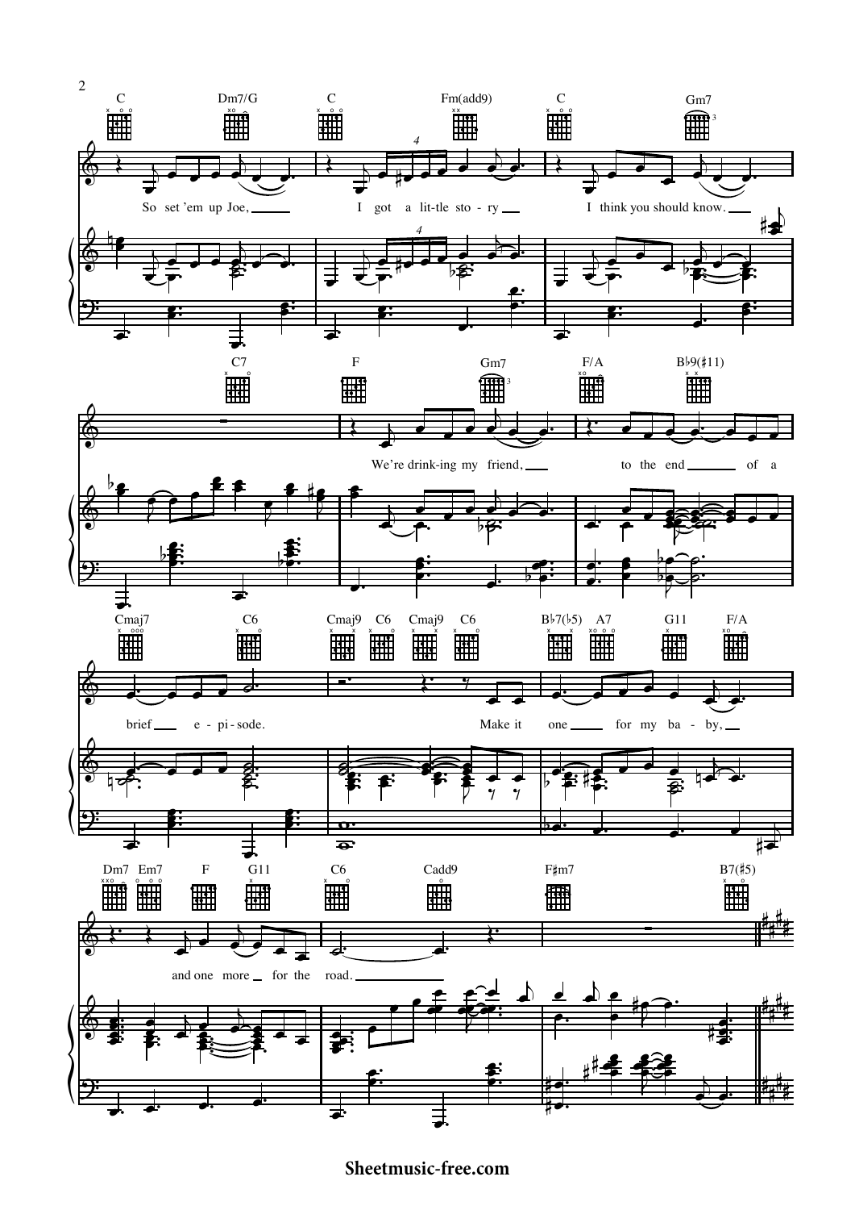C Dm7/G C Fm(add9) C Gm7

So set 'em up Joe, I got a lit-tle sto-ry I think you should know.

C7 F Gm7 F/A B♭9(♯11)

We're drink-ing my friend, to the end of a

Cmaj7 C6 Cmaj9 C6 Cmaj9 C6 B♭7(♭5) A7 G11 F/A

brief e-pi-sode. Make it one for my ba-by,

Dm7 Em7 F G11 C6 Cadd9 F♯m7 B7(♯5)

and one more for the road.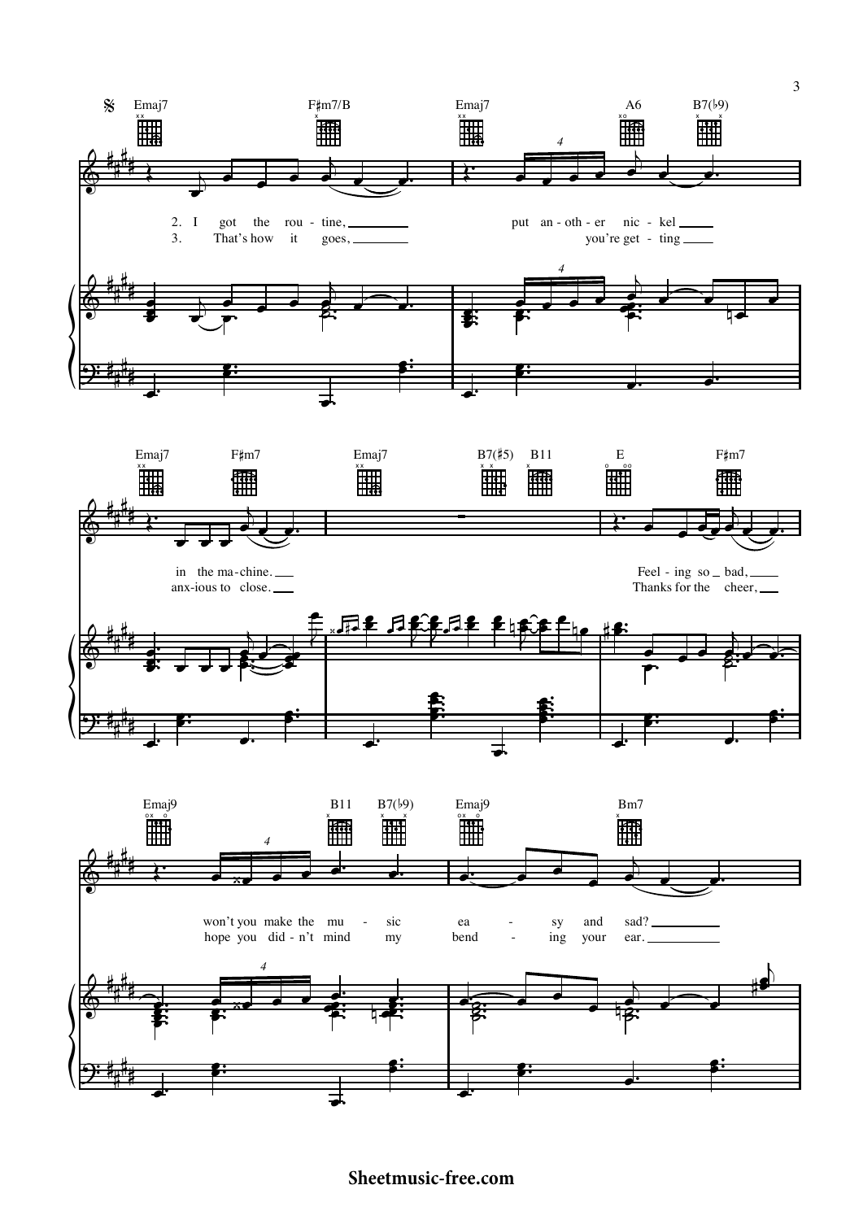Emaj7 F♯m7/B Emaj7 A6 B7(♭9)

2. I got the rou - tine, put an - oth - er nic - kel
3. That's how it goes, you're get - ting

Emaj7 F♯m7 Emaj7 B7(♯5) B11 E F♯m7

in the ma - chine. Feel - ing so bad,
anx - ious to close. Thanks for the cheer,

Emaj9 B11 B7(♭9) Emaj9 Bm7

won't you make the mu - sic ea - sy and sad?
hope you did - n't mind my bend - ing your ear.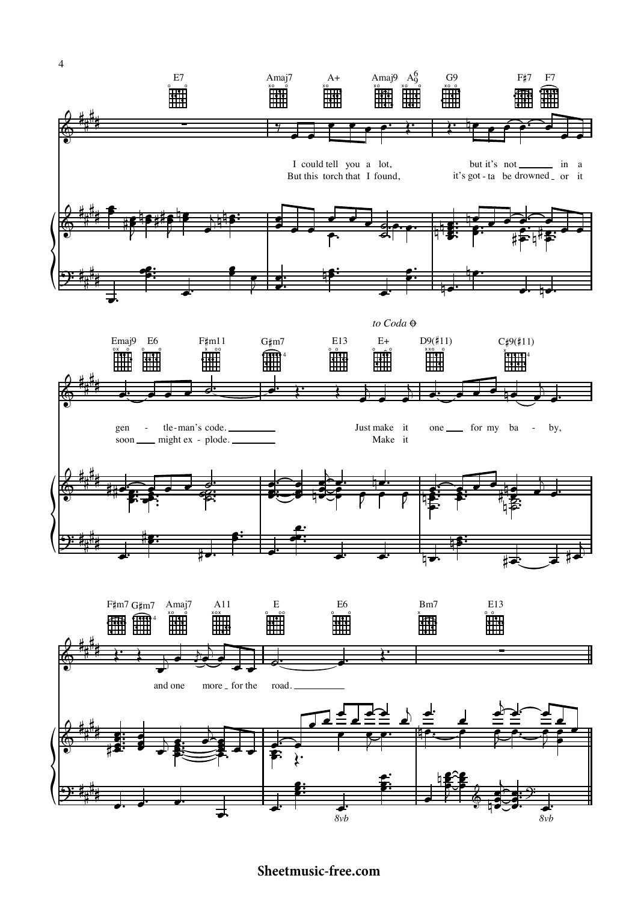E7 Amaj7 A+ Amaj9 $A^6_9$ G9 F♯7 F7

I could tell you a lot, but it's not in a
But this torch that I found, it's got - ta be drowned or it

*to Coda* ⊕

Emaj9 E6 F♯m11 G♯m7 E13 E+ D9(♯11) C♯9(♯11)

gen - tle - man's code. Just make it one for my ba - by,
soon might ex - plode. Make it

F♯m7 G♯m7 Amaj7 A11 E E6 Bm7 E13

and one more for the road.

Sheetmusic-free.com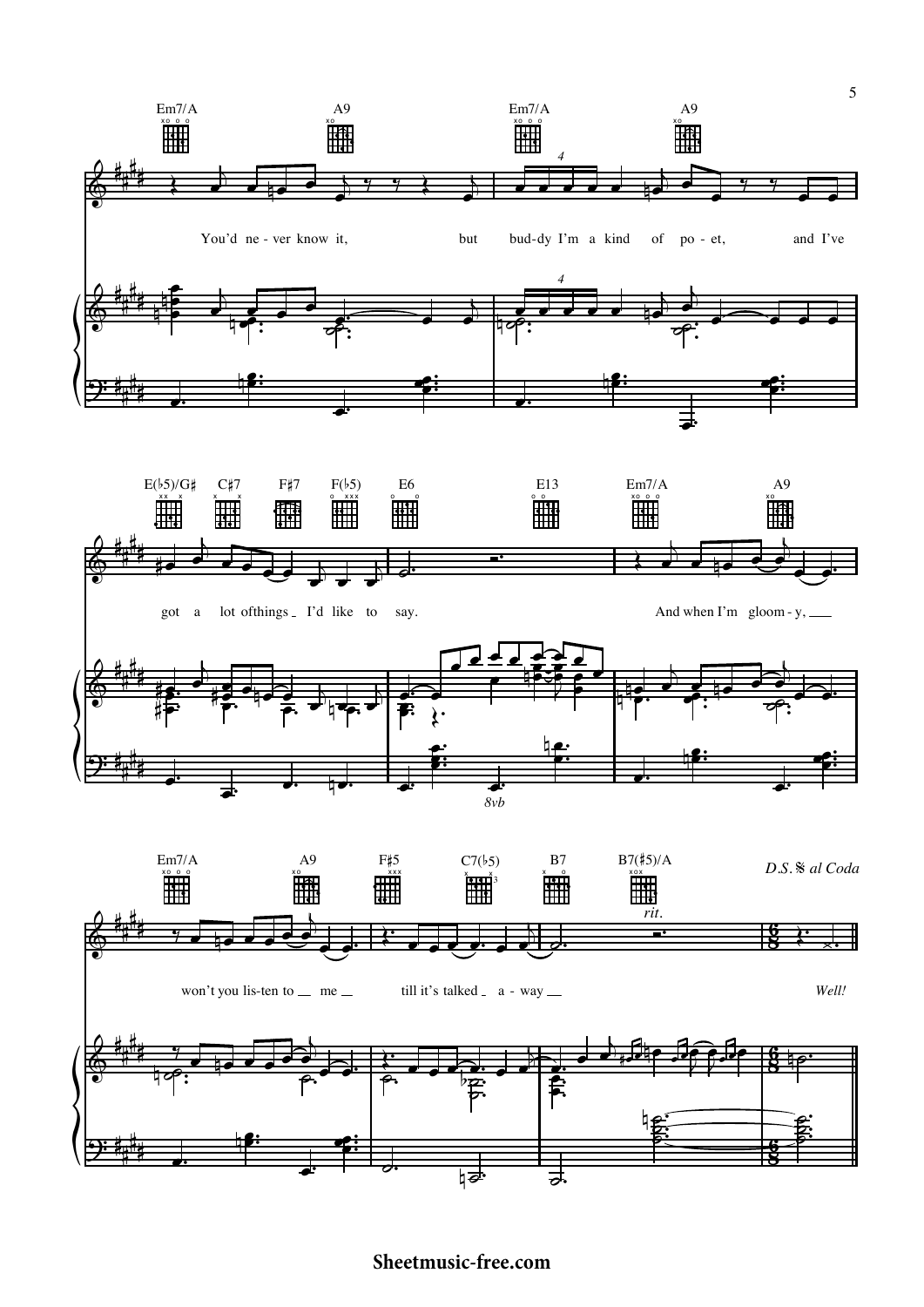Em7/A A9 Em7/A A9

You'd ne - ver know it, but bud-dy I'm a kind of po - et, and I've

E(♭5)/G♯ C♯7 F♯7 F(♭5) E6 E13 Em7/A A9

got a lot of things I'd like to say. And when I'm gloom - y,

*8vb*

Em7/A A9 F♯5 C7(♭5) B7 B7(♯5)/A

*rit.*

*D.S.* 𝄋 *al Coda*

won't you lis-ten to me till it's talked a - way *Well!*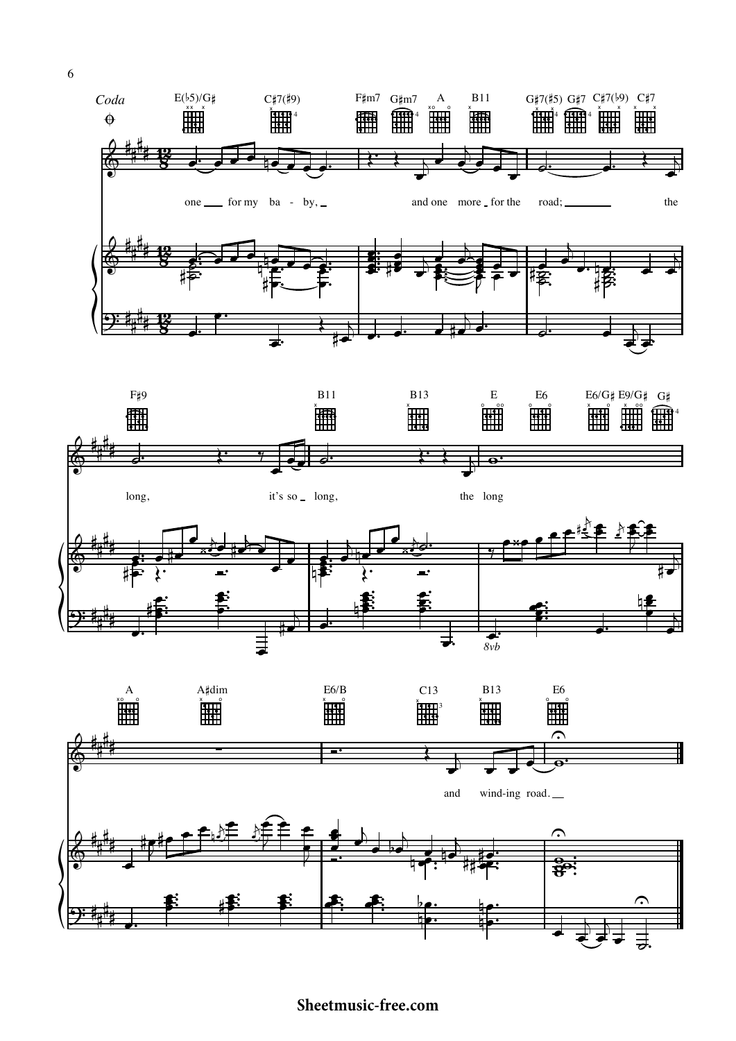Coda

E(♭5)/G♯ C♯7(♯9) F♯m7 G♯m7 A B11 G♯7(♯5) G♯7 C♯7(♭9) C♯7

one ___ for my ba - by, _ and one more _ for the road; ________ the

F♯9 B11 B13 E E6 E6/G♯ E9/G♯ G♯

long, it's so _ long, the long

A A♯dim E6/B C13 B13 E6

and wind-ing road. __

Sheetmusic-free.com